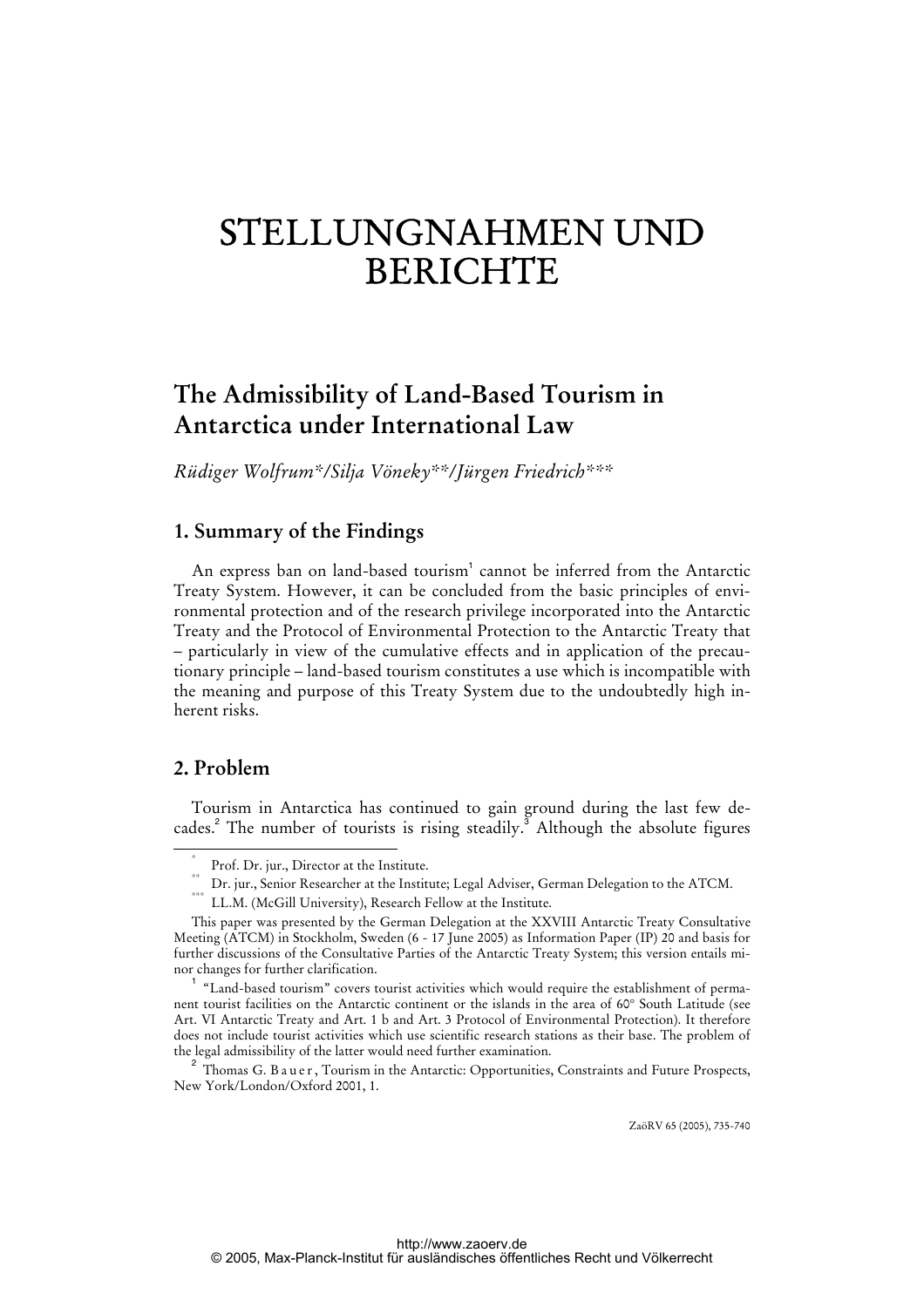# STELLUNGNAHMEN UND BERICHTE

## The Admissibility of Land-Based Tourism in Antarctica under International Law

*Rüdiger Wolfrum\*/Silja Vöneky\*\*/Jürgen Friedrich\*\*\**

### 1. Summary of the Findings

An express ban on land-based tourism[1] cannot be inferred from the Antarctic Treaty System. However, it can be concluded from the basic principles of environmental protection and of the research privilege incorporated into the Antarctic Treaty and the Protocol of Environmental Protection to the Antarctic Treaty that – particularly in view of the cumulative effects and in application of the precautionary principle – land-based tourism constitutes a use which is incompatible with the meaning and purpose of this Treaty System due to the undoubtedly high inherent risks.

### 2. Problem

Tourism in Antarctica has continued to gain ground during the last few decades.[2] The number of tourists is rising steadily.[3] Although the absolute figures

---

\* Prof. Dr. jur., Director at the Institute.

\*\* Dr. jur., Senior Researcher at the Institute; Legal Adviser, German Delegation to the ATCM.

\*\*\* LL.M. (McGill University), Research Fellow at the Institute.

This paper was presented by the German Delegation at the XXVIII Antarctic Treaty Consultative Meeting (ATCM) in Stockholm, Sweden (6 - 17 June 2005) as Information Paper (IP) 20 and basis for further discussions of the Consultative Parties of the Antarctic Treaty System; this version entails minor changes for further clarification.

[1] "Land-based tourism" covers tourist activities which would require the establishment of permanent tourist facilities on the Antarctic continent or the islands in the area of 60° South Latitude (see Art. VI Antarctic Treaty and Art. 1 b and Art. 3 Protocol of Environmental Protection). It therefore does not include tourist activities which use scientific research stations as their base. The problem of the legal admissibility of the latter would need further examination.

[2] Thomas G. Bauer, Tourism in the Antarctic: Opportunities, Constraints and Future Prospects, New York/London/Oxford 2001, 1.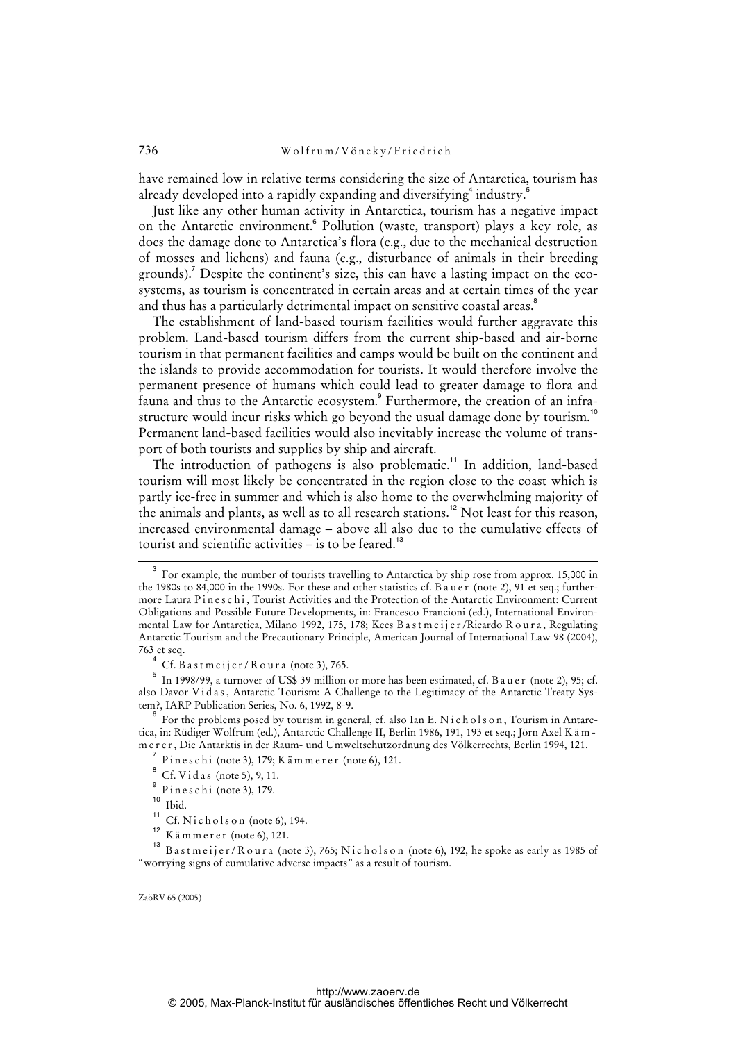have remained low in relative terms considering the size of Antarctica, tourism has already developed into a rapidly expanding and diversifying[4] industry.[5]

Just like any other human activity in Antarctica, tourism has a negative impact on the Antarctic environment.[6] Pollution (waste, transport) plays a key role, as does the damage done to Antarctica's flora (e.g., due to the mechanical destruction of mosses and lichens) and fauna (e.g., disturbance of animals in their breeding grounds).[7] Despite the continent's size, this can have a lasting impact on the ecosystems, as tourism is concentrated in certain areas and at certain times of the year and thus has a particularly detrimental impact on sensitive coastal areas.[8]

The establishment of land-based tourism facilities would further aggravate this problem. Land-based tourism differs from the current ship-based and air-borne tourism in that permanent facilities and camps would be built on the continent and the islands to provide accommodation for tourists. It would therefore involve the permanent presence of humans which could lead to greater damage to flora and fauna and thus to the Antarctic ecosystem.[9] Furthermore, the creation of an infrastructure would incur risks which go beyond the usual damage done by tourism.[10] Permanent land-based facilities would also inevitably increase the volume of transport of both tourists and supplies by ship and aircraft.

The introduction of pathogens is also problematic.[11] In addition, land-based tourism will most likely be concentrated in the region close to the coast which is partly ice-free in summer and which is also home to the overwhelming majority of the animals and plants, as well as to all research stations.[12] Not least for this reason, increased environmental damage – above all also due to the cumulative effects of tourist and scientific activities – is to be feared.[13]

---

[3] For example, the number of tourists travelling to Antarctica by ship rose from approx. 15,000 in the 1980s to 84,000 in the 1990s. For these and other statistics cf. Bauer (note 2), 91 et seq.; furthermore Laura Pineschi, Tourist Activities and the Protection of the Antarctic Environment: Current Obligations and Possible Future Developments, in: Francesco Francioni (ed.), International Environmental Law for Antarctica, Milano 1992, 175, 178; Kees Bastmeijer/Ricardo Roura, Regulating Antarctic Tourism and the Precautionary Principle, American Journal of International Law 98 (2004), 763 et seq.

[4] Cf. Bastmeijer/Roura (note 3), 765.

[5] In 1998/99, a turnover of US$ 39 million or more has been estimated, cf. Bauer (note 2), 95; cf. also Davor Vidas, Antarctic Tourism: A Challenge to the Legitimacy of the Antarctic Treaty System?, IARP Publication Series, No. 6, 1992, 8-9.

[6] For the problems posed by tourism in general, cf. also Ian E. Nicholson, Tourism in Antarctica, in: Rüdiger Wolfrum (ed.), Antarctic Challenge II, Berlin 1986, 191, 193 et seq.; Jörn Axel Kämmerer, Die Antarktis in der Raum- und Umweltschutzordnung des Völkerrechts, Berlin 1994, 121.

[7] Pineschi (note 3), 179; Kämmerer (note 6), 121.

[8] Cf. Vidas (note 5), 9, 11.

[9] Pineschi (note 3), 179.

[10] Ibid.

[11] Cf. Nicholson (note 6), 194.

[12] Kämmerer (note 6), 121.

[13] Bastmeijer/Roura (note 3), 765; Nicholson (note 6), 192, he spoke as early as 1985 of "worrying signs of cumulative adverse impacts" as a result of tourism.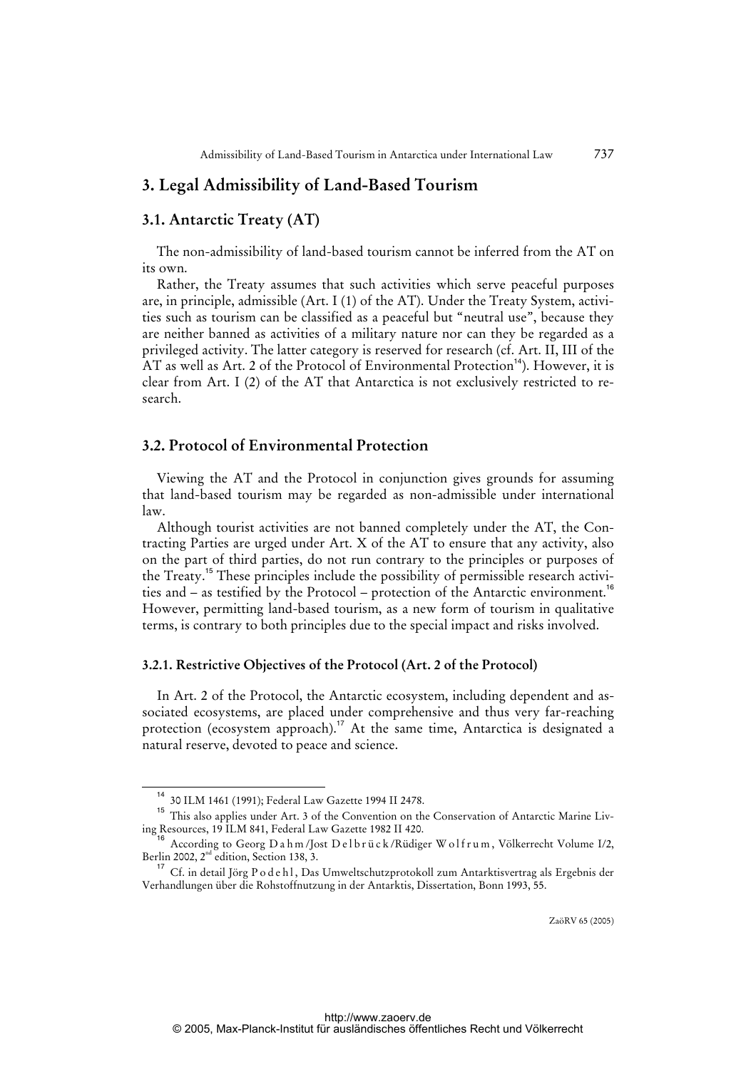## 3. Legal Admissibility of Land-Based Tourism

### 3.1. Antarctic Treaty (AT)

The non-admissibility of land-based tourism cannot be inferred from the AT on its own.

Rather, the Treaty assumes that such activities which serve peaceful purposes are, in principle, admissible (Art. I (1) of the AT). Under the Treaty System, activities such as tourism can be classified as a peaceful but "neutral use", because they are neither banned as activities of a military nature nor can they be regarded as a privileged activity. The latter category is reserved for research (cf. Art. II, III of the AT as well as Art. 2 of the Protocol of Environmental Protection[14]). However, it is clear from Art. I (2) of the AT that Antarctica is not exclusively restricted to research.

### 3.2. Protocol of Environmental Protection

Viewing the AT and the Protocol in conjunction gives grounds for assuming that land-based tourism may be regarded as non-admissible under international law.

Although tourist activities are not banned completely under the AT, the Contracting Parties are urged under Art. X of the AT to ensure that any activity, also on the part of third parties, do not run contrary to the principles or purposes of the Treaty.[15] These principles include the possibility of permissible research activities and – as testified by the Protocol – protection of the Antarctic environment.[16] However, permitting land-based tourism, as a new form of tourism in qualitative terms, is contrary to both principles due to the special impact and risks involved.

#### 3.2.1. Restrictive Objectives of the Protocol (Art. 2 of the Protocol)

In Art. 2 of the Protocol, the Antarctic ecosystem, including dependent and associated ecosystems, are placed under comprehensive and thus very far-reaching protection (ecosystem approach).[17] At the same time, Antarctica is designated a natural reserve, devoted to peace and science.

---

[14] 30 ILM 1461 (1991); Federal Law Gazette 1994 II 2478.

[15] This also applies under Art. 3 of the Convention on the Conservation of Antarctic Marine Living Resources, 19 ILM 841, Federal Law Gazette 1982 II 420.

[16] According to Georg Dahm/Jost Delbrück/Rüdiger Wolfrum, Völkerrecht Volume I/2, Berlin 2002, 2nd edition, Section 138, 3.

[17] Cf. in detail Jörg Podehl, Das Umweltschutzprotokoll zum Antarktisvertrag als Ergebnis der Verhandlungen über die Rohstoffnutzung in der Antarktis, Dissertation, Bonn 1993, 55.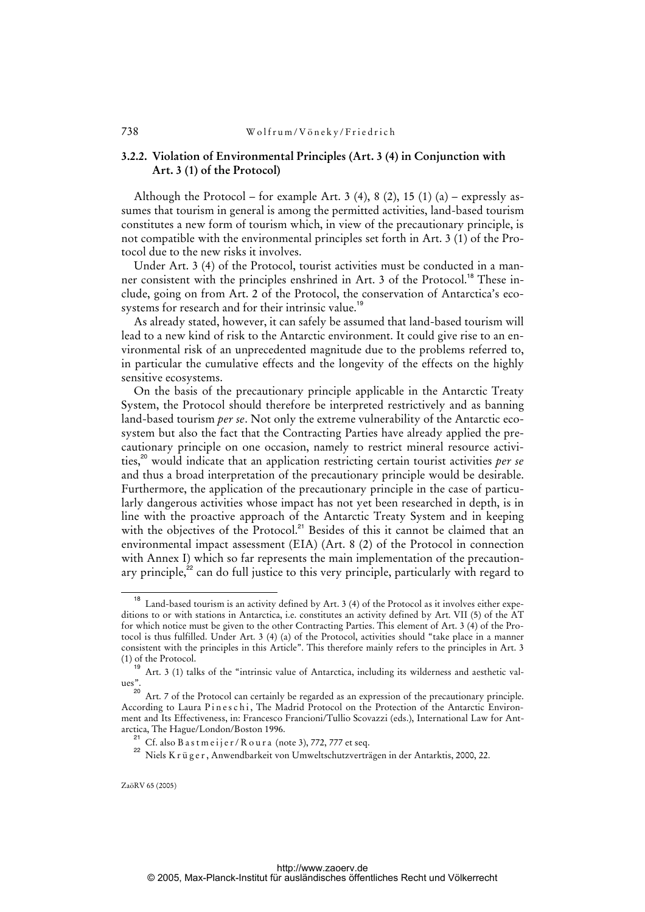### 3.2.2. Violation of Environmental Principles (Art. 3 (4) in Conjunction with Art. 3 (1) of the Protocol)

Although the Protocol – for example Art. 3 (4), 8 (2), 15 (1) (a) – expressly assumes that tourism in general is among the permitted activities, land-based tourism constitutes a new form of tourism which, in view of the precautionary principle, is not compatible with the environmental principles set forth in Art. 3 (1) of the Protocol due to the new risks it involves.

Under Art. 3 (4) of the Protocol, tourist activities must be conducted in a manner consistent with the principles enshrined in Art. 3 of the Protocol.[18] These include, going on from Art. 2 of the Protocol, the conservation of Antarctica's ecosystems for research and for their intrinsic value.[19]

As already stated, however, it can safely be assumed that land-based tourism will lead to a new kind of risk to the Antarctic environment. It could give rise to an environmental risk of an unprecedented magnitude due to the problems referred to, in particular the cumulative effects and the longevity of the effects on the highly sensitive ecosystems.

On the basis of the precautionary principle applicable in the Antarctic Treaty System, the Protocol should therefore be interpreted restrictively and as banning land-based tourism *per se*. Not only the extreme vulnerability of the Antarctic ecosystem but also the fact that the Contracting Parties have already applied the precautionary principle on one occasion, namely to restrict mineral resource activities,[20] would indicate that an application restricting certain tourist activities *per se* and thus a broad interpretation of the precautionary principle would be desirable. Furthermore, the application of the precautionary principle in the case of particularly dangerous activities whose impact has not yet been researched in depth, is in line with the proactive approach of the Antarctic Treaty System and in keeping with the objectives of the Protocol.[21] Besides of this it cannot be claimed that an environmental impact assessment (EIA) (Art. 8 (2) of the Protocol in connection with Annex I) which so far represents the main implementation of the precautionary principle,[22] can do full justice to this very principle, particularly with regard to

---

[18] Land-based tourism is an activity defined by Art. 3 (4) of the Protocol as it involves either expeditions to or with stations in Antarctica, i.e. constitutes an activity defined by Art. VII (5) of the AT for which notice must be given to the other Contracting Parties. This element of Art. 3 (4) of the Protocol is thus fulfilled. Under Art. 3 (4) (a) of the Protocol, activities should "take place in a manner consistent with the principles in this Article". This therefore mainly refers to the principles in Art. 3 (1) of the Protocol.

[19] Art. 3 (1) talks of the "intrinsic value of Antarctica, including its wilderness and aesthetic values".

[20] Art. 7 of the Protocol can certainly be regarded as an expression of the precautionary principle. According to Laura Pineschi, The Madrid Protocol on the Protection of the Antarctic Environment and Its Effectiveness, in: Francesco Francioni/Tullio Scovazzi (eds.), International Law for Antarctica, The Hague/London/Boston 1996.

[21] Cf. also Bastmeijer/Roura (note 3), 772, 777 et seq.

[22] Niels Krüger, Anwendbarkeit von Umweltschutzverträgen in der Antarktis, 2000, 22.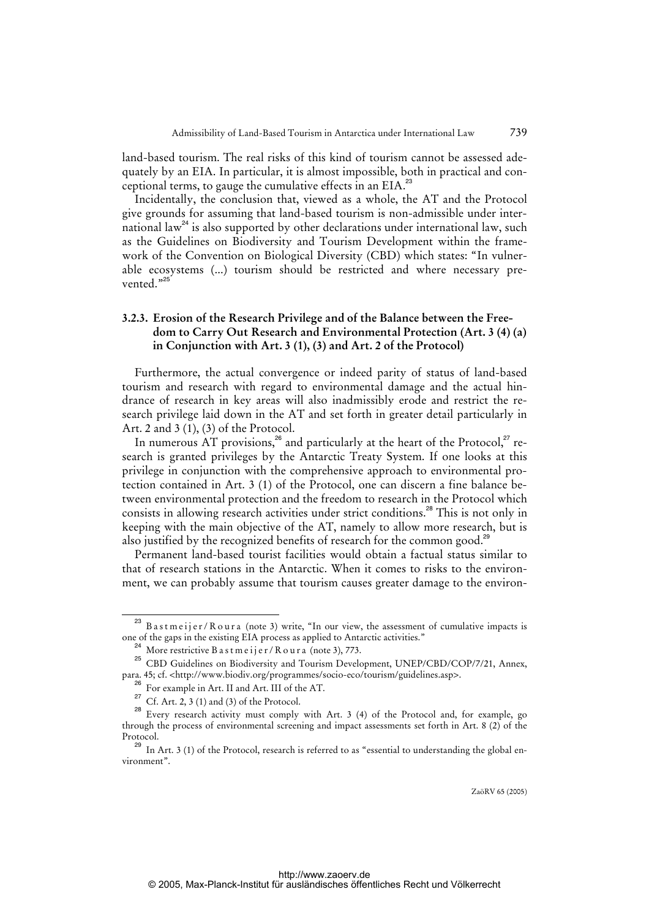land-based tourism. The real risks of this kind of tourism cannot be assessed adequately by an EIA. In particular, it is almost impossible, both in practical and conceptional terms, to gauge the cumulative effects in an EIA.[23]

Incidentally, the conclusion that, viewed as a whole, the AT and the Protocol give grounds for assuming that land-based tourism is non-admissible under international law[24] is also supported by other declarations under international law, such as the Guidelines on Biodiversity and Tourism Development within the framework of the Convention on Biological Diversity (CBD) which states: "In vulnerable ecosystems (...) tourism should be restricted and where necessary prevented."[25]

### 3.2.3. Erosion of the Research Privilege and of the Balance between the Freedom to Carry Out Research and Environmental Protection (Art. 3 (4) (a) in Conjunction with Art. 3 (1), (3) and Art. 2 of the Protocol)

Furthermore, the actual convergence or indeed parity of status of land-based tourism and research with regard to environmental damage and the actual hindrance of research in key areas will also inadmissibly erode and restrict the research privilege laid down in the AT and set forth in greater detail particularly in Art. 2 and 3 (1), (3) of the Protocol.

In numerous AT provisions,[26] and particularly at the heart of the Protocol,[27] research is granted privileges by the Antarctic Treaty System. If one looks at this privilege in conjunction with the comprehensive approach to environmental protection contained in Art. 3 (1) of the Protocol, one can discern a fine balance between environmental protection and the freedom to research in the Protocol which consists in allowing research activities under strict conditions.[28] This is not only in keeping with the main objective of the AT, namely to allow more research, but is also justified by the recognized benefits of research for the common good.[29]

Permanent land-based tourist facilities would obtain a factual status similar to that of research stations in the Antarctic. When it comes to risks to the environment, we can probably assume that tourism causes greater damage to the environ-

---

[23] Bastmeijer/Roura (note 3) write, "In our view, the assessment of cumulative impacts is one of the gaps in the existing EIA process as applied to Antarctic activities."

[24] More restrictive Bastmeijer/Roura (note 3), 773.

[25] CBD Guidelines on Biodiversity and Tourism Development, UNEP/CBD/COP/7/21, Annex, para. 45; cf. <http://www.biodiv.org/programmes/socio-eco/tourism/guidelines.asp>.

[26] For example in Art. II and Art. III of the AT.

[27] Cf. Art. 2, 3 (1) and (3) of the Protocol.

[28] Every research activity must comply with Art. 3 (4) of the Protocol and, for example, go through the process of environmental screening and impact assessments set forth in Art. 8 (2) of the Protocol.

[29] In Art. 3 (1) of the Protocol, research is referred to as "essential to understanding the global environment".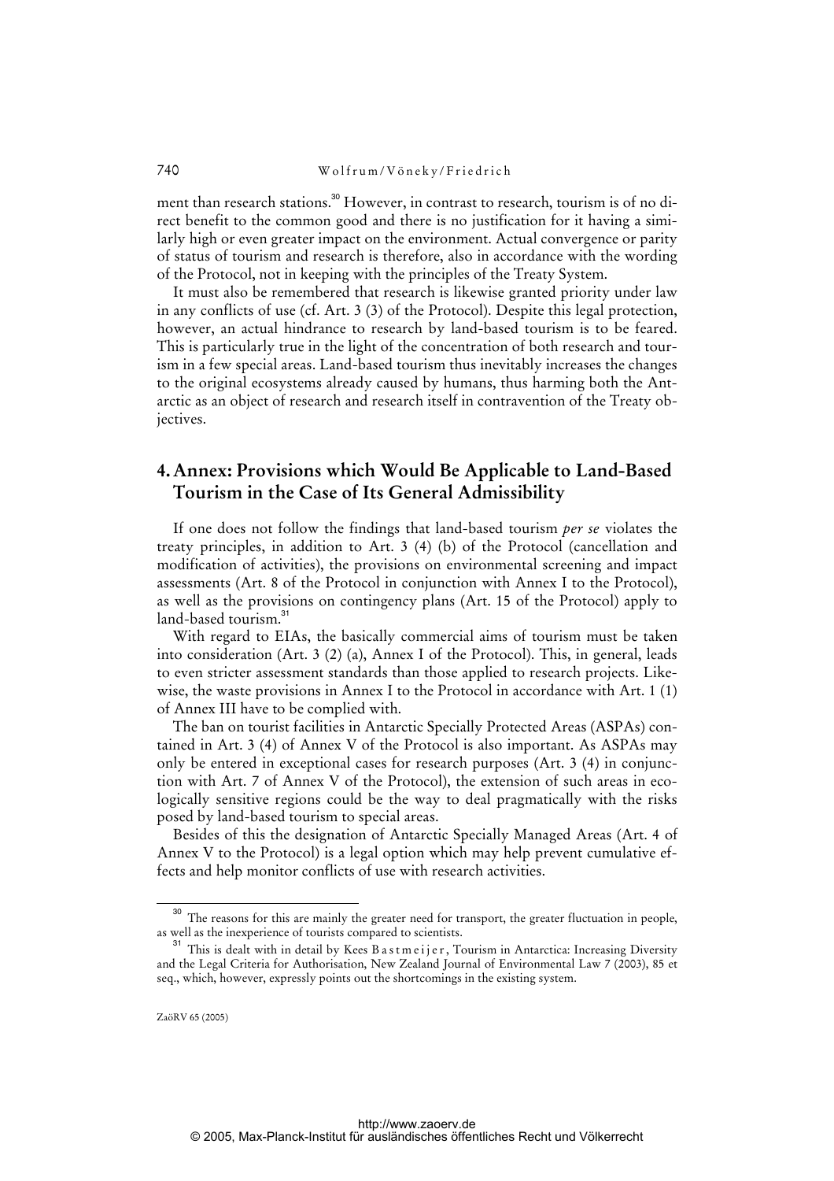ment than research stations.[30] However, in contrast to research, tourism is of no direct benefit to the common good and there is no justification for it having a similarly high or even greater impact on the environment. Actual convergence or parity of status of tourism and research is therefore, also in accordance with the wording of the Protocol, not in keeping with the principles of the Treaty System.

It must also be remembered that research is likewise granted priority under law in any conflicts of use (cf. Art. 3 (3) of the Protocol). Despite this legal protection, however, an actual hindrance to research by land-based tourism is to be feared. This is particularly true in the light of the concentration of both research and tourism in a few special areas. Land-based tourism thus inevitably increases the changes to the original ecosystems already caused by humans, thus harming both the Antarctic as an object of research and research itself in contravention of the Treaty objectives.

## 4. Annex: Provisions which Would Be Applicable to Land-Based Tourism in the Case of Its General Admissibility

If one does not follow the findings that land-based tourism *per se* violates the treaty principles, in addition to Art. 3 (4) (b) of the Protocol (cancellation and modification of activities), the provisions on environmental screening and impact assessments (Art. 8 of the Protocol in conjunction with Annex I to the Protocol), as well as the provisions on contingency plans (Art. 15 of the Protocol) apply to land-based tourism.[31]

With regard to EIAs, the basically commercial aims of tourism must be taken into consideration (Art. 3 (2) (a), Annex I of the Protocol). This, in general, leads to even stricter assessment standards than those applied to research projects. Likewise, the waste provisions in Annex I to the Protocol in accordance with Art. 1 (1) of Annex III have to be complied with.

The ban on tourist facilities in Antarctic Specially Protected Areas (ASPAs) contained in Art. 3 (4) of Annex V of the Protocol is also important. As ASPAs may only be entered in exceptional cases for research purposes (Art. 3 (4) in conjunction with Art. 7 of Annex V of the Protocol), the extension of such areas in ecologically sensitive regions could be the way to deal pragmatically with the risks posed by land-based tourism to special areas.

Besides of this the designation of Antarctic Specially Managed Areas (Art. 4 of Annex V to the Protocol) is a legal option which may help prevent cumulative effects and help monitor conflicts of use with research activities.

---

[30] The reasons for this are mainly the greater need for transport, the greater fluctuation in people, as well as the inexperience of tourists compared to scientists.

[31] This is dealt with in detail by Kees Bastmeijer, Tourism in Antarctica: Increasing Diversity and the Legal Criteria for Authorisation, New Zealand Journal of Environmental Law 7 (2003), 85 et seq., which, however, expressly points out the shortcomings in the existing system.